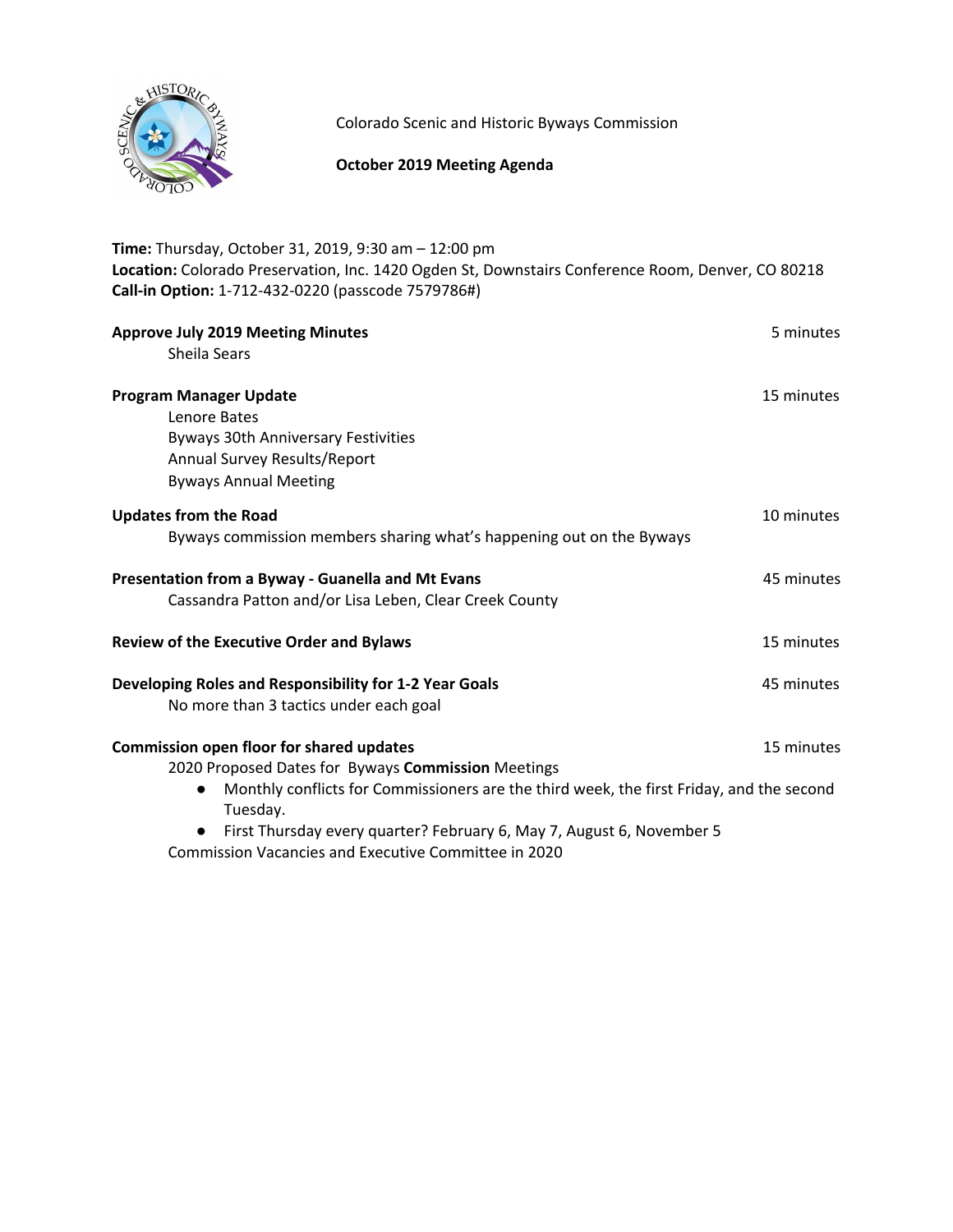Colorado Scenic and Historic Byways Commission

**October 2019 Meeting Agenda**

**Time:** Thursday, October 31, 2019, 9:30 am – 12:00 pm
**Location:** Colorado Preservation, Inc. 1420 Ogden St, Downstairs Conference Room, Denver, CO 80218
**Call-in Option:** 1-712-432-0220 (passcode 7579786#)

**Approve July 2019 Meeting Minutes** — 5 minutes
Sheila Sears

**Program Manager Update** — 15 minutes
Lenore Bates
Byways 30th Anniversary Festivities
Annual Survey Results/Report
Byways Annual Meeting

**Updates from the Road** — 10 minutes
Byways commission members sharing what's happening out on the Byways

**Presentation from a Byway - Guanella and Mt Evans** — 45 minutes
Cassandra Patton and/or Lisa Leben, Clear Creek County

**Review of the Executive Order and Bylaws** — 15 minutes

**Developing Roles and Responsibility for 1-2 Year Goals** — 45 minutes
No more than 3 tactics under each goal

**Commission open floor for shared updates** — 15 minutes
2020 Proposed Dates for Byways **Commission** Meetings

- Monthly conflicts for Commissioners are the third week, the first Friday, and the second Tuesday.
- First Thursday every quarter? February 6, May 7, August 6, November 5

Commission Vacancies and Executive Committee in 2020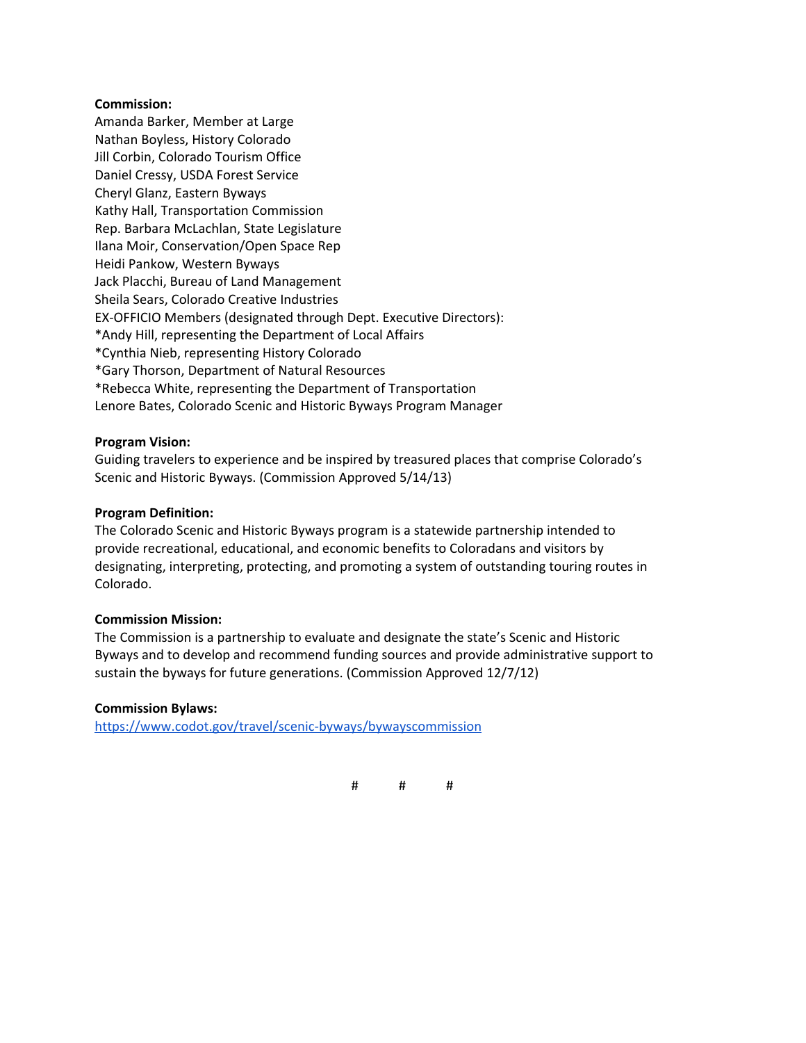**Commission:**
Amanda Barker, Member at Large
Nathan Boyless, History Colorado
Jill Corbin, Colorado Tourism Office
Daniel Cressy, USDA Forest Service
Cheryl Glanz, Eastern Byways
Kathy Hall, Transportation Commission
Rep. Barbara McLachlan, State Legislature
Ilana Moir, Conservation/Open Space Rep
Heidi Pankow, Western Byways
Jack Placchi, Bureau of Land Management
Sheila Sears, Colorado Creative Industries
EX-OFFICIO Members (designated through Dept. Executive Directors):
*Andy Hill, representing the Department of Local Affairs
*Cynthia Nieb, representing History Colorado
*Gary Thorson, Department of Natural Resources
*Rebecca White, representing the Department of Transportation
Lenore Bates, Colorado Scenic and Historic Byways Program Manager

**Program Vision:**
Guiding travelers to experience and be inspired by treasured places that comprise Colorado's Scenic and Historic Byways. (Commission Approved 5/14/13)

**Program Definition:**
The Colorado Scenic and Historic Byways program is a statewide partnership intended to provide recreational, educational, and economic benefits to Coloradans and visitors by designating, interpreting, protecting, and promoting a system of outstanding touring routes in Colorado.

**Commission Mission:**
The Commission is a partnership to evaluate and designate the state's Scenic and Historic Byways and to develop and recommend funding sources and provide administrative support to sustain the byways for future generations. (Commission Approved 12/7/12)

**Commission Bylaws:**
https://www.codot.gov/travel/scenic-byways/bywayscommission

# # #